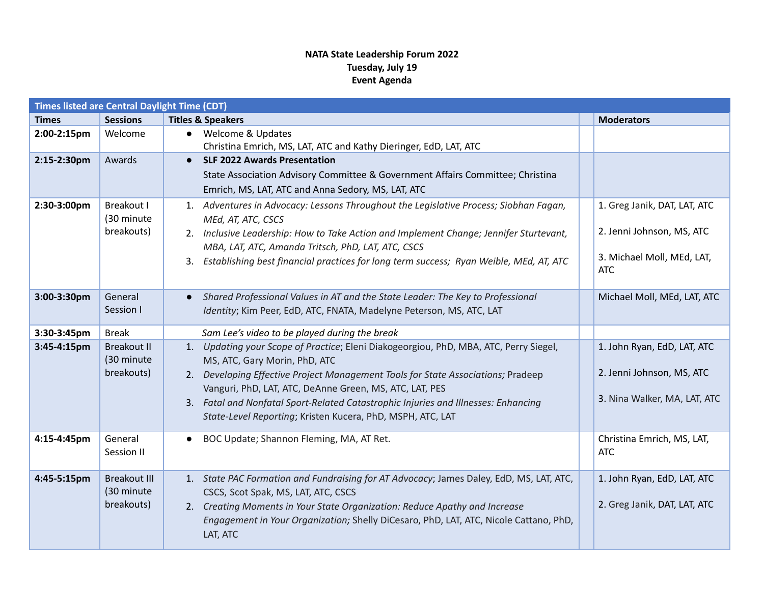**NATA State Leadership Forum 2022**
**Tuesday, July 19**
**Event Agenda**

| Times listed are Central Daylight Time (CDT) | | | | |
|---|---|---|---|---|
| **Times** | **Sessions** | **Titles & Speakers** | | **Moderators** |
| **2:00-2:15pm** | Welcome | ● Welcome & Updates<br>Christina Emrich, MS, LAT, ATC and Kathy Dieringer, EdD, LAT, ATC | | |
| **2:15-2:30pm** | Awards | ● **SLF 2022 Awards Presentation**<br>State Association Advisory Committee & Government Affairs Committee; Christina Emrich, MS, LAT, ATC and Anna Sedory, MS, LAT, ATC | | |
| **2:30-3:00pm** | Breakout I (30 minute breakouts) | 1. *Adventures in Advocacy: Lessons Throughout the Legislative Process; Siobhan Fagan, MEd, AT, ATC, CSCS*<br>2. *Inclusive Leadership: How to Take Action and Implement Change; Jennifer Sturtevant, MBA, LAT, ATC, Amanda Tritsch, PhD, LAT, ATC, CSCS*<br>3. *Establishing best financial practices for long term success; Ryan Weible, MEd, AT, ATC* | | 1. Greg Janik, DAT, LAT, ATC<br>2. Jenni Johnson, MS, ATC<br>3. Michael Moll, MEd, LAT, ATC |
| **3:00-3:30pm** | General Session I | ● *Shared Professional Values in AT and the State Leader: The Key to Professional Identity*; Kim Peer, EdD, ATC, FNATA, Madelyne Peterson, MS, ATC, LAT | | Michael Moll, MEd, LAT, ATC |
| **3:30-3:45pm** | Break | *Sam Lee's video to be played during the break* | | |
| **3:45-4:15pm** | Breakout II (30 minute breakouts) | 1. *Updating your Scope of Practice*; Eleni Diakogeorgiou, PhD, MBA, ATC, Perry Siegel, MS, ATC, Gary Morin, PhD, ATC<br>2. *Developing Effective Project Management Tools for State Associations;* Pradeep Vanguri, PhD, LAT, ATC, DeAnne Green, MS, ATC, LAT, PES<br>3. *Fatal and Nonfatal Sport-Related Catastrophic Injuries and Illnesses: Enhancing State-Level Reporting*; Kristen Kucera, PhD, MSPH, ATC, LAT | | 1. John Ryan, EdD, LAT, ATC<br>2. Jenni Johnson, MS, ATC<br>3. Nina Walker, MA, LAT, ATC |
| **4:15-4:45pm** | General Session II | ● BOC Update; Shannon Fleming, MA, AT Ret. | | Christina Emrich, MS, LAT, ATC |
| **4:45-5:15pm** | Breakout III (30 minute breakouts) | 1. *State PAC Formation and Fundraising for AT Advocacy*; James Daley, EdD, MS, LAT, ATC, CSCS, Scot Spak, MS, LAT, ATC, CSCS<br>2. *Creating Moments in Your State Organization: Reduce Apathy and Increase Engagement in Your Organization;* Shelly DiCesaro, PhD, LAT, ATC, Nicole Cattano, PhD, LAT, ATC | | 1. John Ryan, EdD, LAT, ATC<br>2. Greg Janik, DAT, LAT, ATC |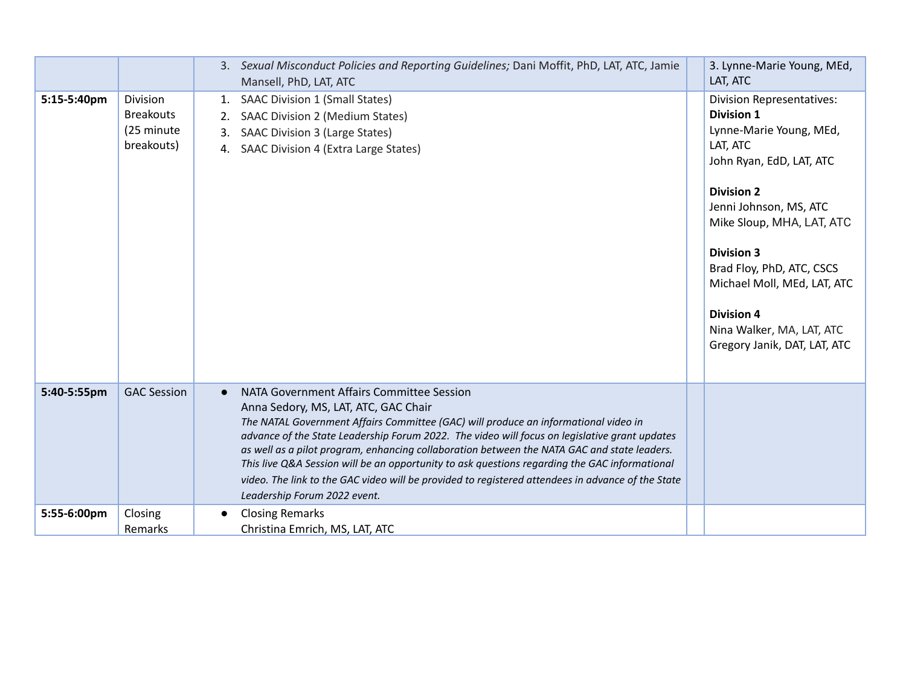| | | | | |
|---|---|---|---|---|
| | | 3. *Sexual Misconduct Policies and Reporting Guidelines;* Dani Moffit, PhD, LAT, ATC, Jamie Mansell, PhD, LAT, ATC | | 3. Lynne-Marie Young, MEd, LAT, ATC |
| **5:15-5:40pm** | Division Breakouts (25 minute breakouts) | 1. SAAC Division 1 (Small States)<br>2. SAAC Division 2 (Medium States)<br>3. SAAC Division 3 (Large States)<br>4. SAAC Division 4 (Extra Large States) | | Division Representatives:<br>**Division 1**<br>Lynne-Marie Young, MEd, LAT, ATC<br>John Ryan, EdD, LAT, ATC<br><br>**Division 2**<br>Jenni Johnson, MS, ATC<br>Mike Sloup, MHA, LAT, ATC<br><br>**Division 3**<br>Brad Floy, PhD, ATC, CSCS<br>Michael Moll, MEd, LAT, ATC<br><br>**Division 4**<br>Nina Walker, MA, LAT, ATC<br>Gregory Janik, DAT, LAT, ATC |
| **5:40-5:55pm** | GAC Session | • NATA Government Affairs Committee Session<br>Anna Sedory, MS, LAT, ATC, GAC Chair<br>*The NATAL Government Affairs Committee (GAC) will produce an informational video in advance of the State Leadership Forum 2022. The video will focus on legislative grant updates as well as a pilot program, enhancing collaboration between the NATA GAC and state leaders. This live Q&A Session will be an opportunity to ask questions regarding the GAC informational video. The link to the GAC video will be provided to registered attendees in advance of the State Leadership Forum 2022 event.* | | |
| **5:55-6:00pm** | Closing Remarks | • Closing Remarks<br>Christina Emrich, MS, LAT, ATC | | |